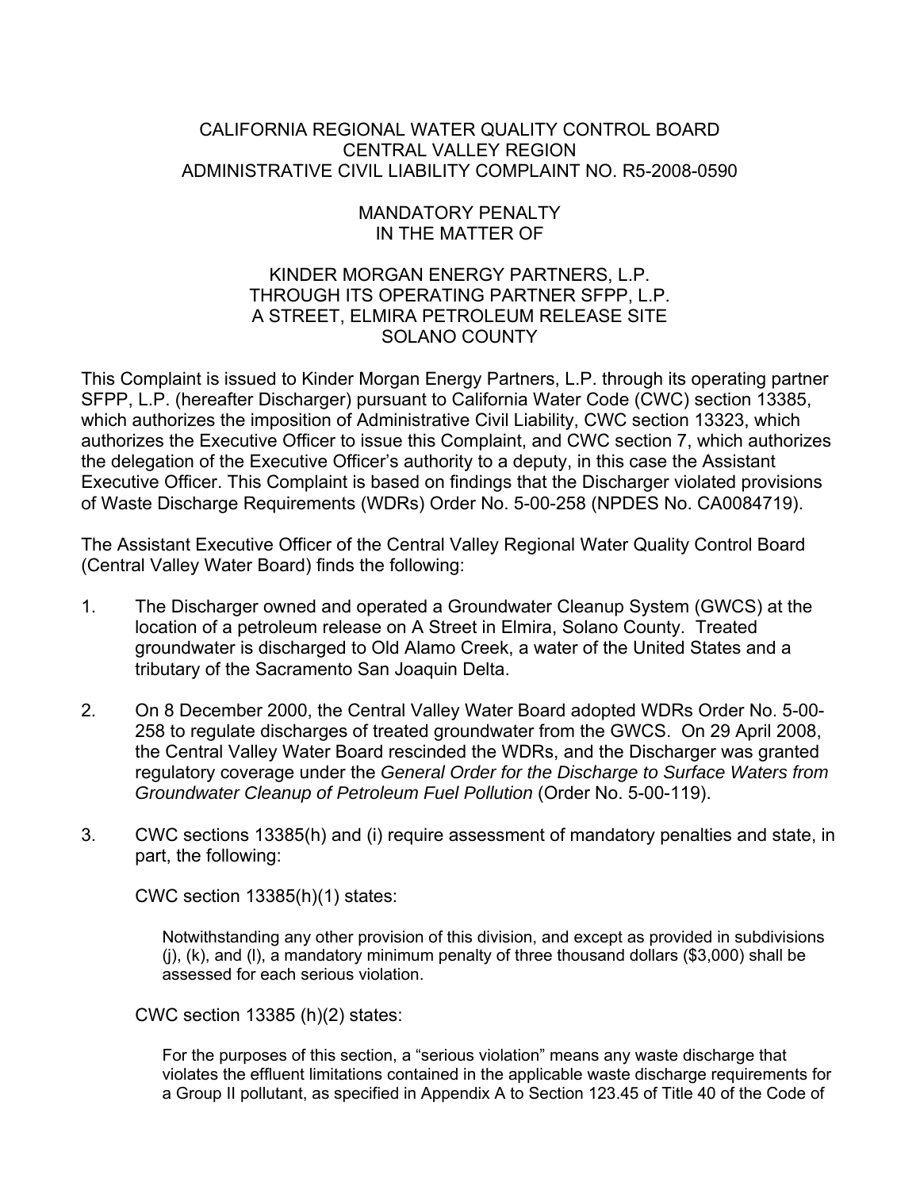# CALIFORNIA REGIONAL WATER QUALITY CONTROL BOARD
# CENTRAL VALLEY REGION
# ADMINISTRATIVE CIVIL LIABILITY COMPLAINT NO. R5-2008-0590

## MANDATORY PENALTY
## IN THE MATTER OF

## KINDER MORGAN ENERGY PARTNERS, L.P.
## THROUGH ITS OPERATING PARTNER SFPP, L.P.
## A STREET, ELMIRA PETROLEUM RELEASE SITE
## SOLANO COUNTY

This Complaint is issued to Kinder Morgan Energy Partners, L.P. through its operating partner SFPP, L.P. (hereafter Discharger) pursuant to California Water Code (CWC) section 13385, which authorizes the imposition of Administrative Civil Liability, CWC section 13323, which authorizes the Executive Officer to issue this Complaint, and CWC section 7, which authorizes the delegation of the Executive Officer's authority to a deputy, in this case the Assistant Executive Officer. This Complaint is based on findings that the Discharger violated provisions of Waste Discharge Requirements (WDRs) Order No. 5-00-258 (NPDES No. CA0084719).

The Assistant Executive Officer of the Central Valley Regional Water Quality Control Board (Central Valley Water Board) finds the following:

1. The Discharger owned and operated a Groundwater Cleanup System (GWCS) at the location of a petroleum release on A Street in Elmira, Solano County. Treated groundwater is discharged to Old Alamo Creek, a water of the United States and a tributary of the Sacramento San Joaquin Delta.

2. On 8 December 2000, the Central Valley Water Board adopted WDRs Order No. 5-00-258 to regulate discharges of treated groundwater from the GWCS. On 29 April 2008, the Central Valley Water Board rescinded the WDRs, and the Discharger was granted regulatory coverage under the *General Order for the Discharge to Surface Waters from Groundwater Cleanup of Petroleum Fuel Pollution* (Order No. 5-00-119).

3. CWC sections 13385(h) and (i) require assessment of mandatory penalties and state, in part, the following:

   CWC section 13385(h)(1) states:

   > Notwithstanding any other provision of this division, and except as provided in subdivisions (j), (k), and (l), a mandatory minimum penalty of three thousand dollars ($3,000) shall be assessed for each serious violation.

   CWC section 13385 (h)(2) states:

   > For the purposes of this section, a "serious violation" means any waste discharge that violates the effluent limitations contained in the applicable waste discharge requirements for a Group II pollutant, as specified in Appendix A to Section 123.45 of Title 40 of the Code of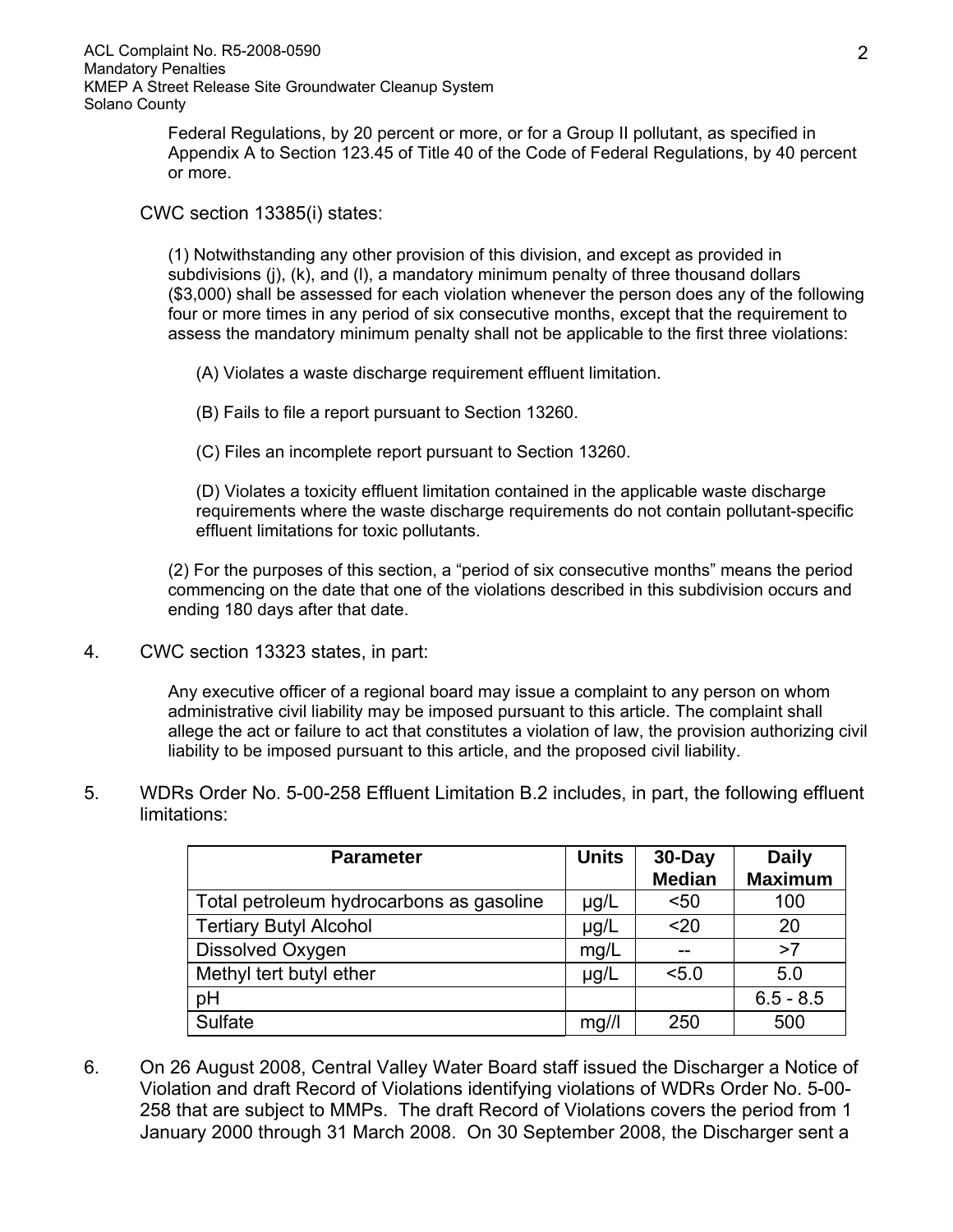Federal Regulations, by 20 percent or more, or for a Group II pollutant, as specified in Appendix A to Section 123.45 of Title 40 of the Code of Federal Regulations, by 40 percent or more.

CWC section 13385(i) states:

> (1) Notwithstanding any other provision of this division, and except as provided in subdivisions (j), (k), and (l), a mandatory minimum penalty of three thousand dollars ($3,000) shall be assessed for each violation whenever the person does any of the following four or more times in any period of six consecutive months, except that the requirement to assess the mandatory minimum penalty shall not be applicable to the first three violations:
>
> (A) Violates a waste discharge requirement effluent limitation.
>
> (B) Fails to file a report pursuant to Section 13260.
>
> (C) Files an incomplete report pursuant to Section 13260.
>
> (D) Violates a toxicity effluent limitation contained in the applicable waste discharge requirements where the waste discharge requirements do not contain pollutant-specific effluent limitations for toxic pollutants.
>
> (2) For the purposes of this section, a "period of six consecutive months" means the period commencing on the date that one of the violations described in this subdivision occurs and ending 180 days after that date.

4. CWC section 13323 states, in part:

> Any executive officer of a regional board may issue a complaint to any person on whom administrative civil liability may be imposed pursuant to this article. The complaint shall allege the act or failure to act that constitutes a violation of law, the provision authorizing civil liability to be imposed pursuant to this article, and the proposed civil liability.

5. WDRs Order No. 5-00-258 Effluent Limitation B.2 includes, in part, the following effluent limitations:

| Parameter | Units | 30-Day Median | Daily Maximum |
|---|---|---|---|
| Total petroleum hydrocarbons as gasoline | µg/L | <50 | 100 |
| Tertiary Butyl Alcohol | µg/L | <20 | 20 |
| Dissolved Oxygen | mg/L | -- | >7 |
| Methyl tert butyl ether | µg/L | <5.0 | 5.0 |
| pH | | | 6.5 - 8.5 |
| Sulfate | mg//l | 250 | 500 |

6. On 26 August 2008, Central Valley Water Board staff issued the Discharger a Notice of Violation and draft Record of Violations identifying violations of WDRs Order No. 5-00-258 that are subject to MMPs. The draft Record of Violations covers the period from 1 January 2000 through 31 March 2008. On 30 September 2008, the Discharger sent a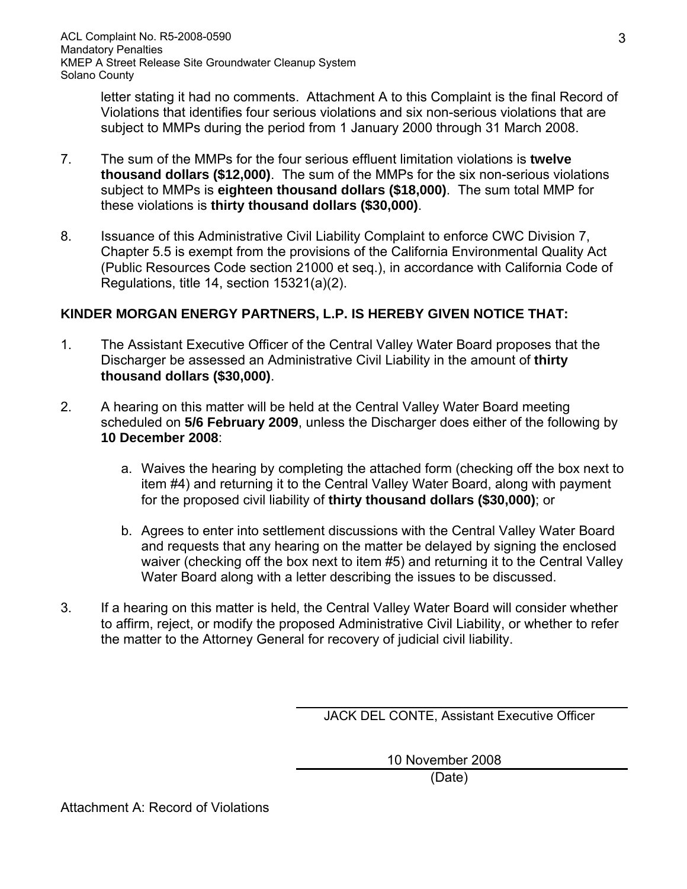letter stating it had no comments. Attachment A to this Complaint is the final Record of Violations that identifies four serious violations and six non-serious violations that are subject to MMPs during the period from 1 January 2000 through 31 March 2008.

7. The sum of the MMPs for the four serious effluent limitation violations is **twelve thousand dollars ($12,000)**. The sum of the MMPs for the six non-serious violations subject to MMPs is **eighteen thousand dollars ($18,000)**. The sum total MMP for these violations is **thirty thousand dollars ($30,000)**.

8. Issuance of this Administrative Civil Liability Complaint to enforce CWC Division 7, Chapter 5.5 is exempt from the provisions of the California Environmental Quality Act (Public Resources Code section 21000 et seq.), in accordance with California Code of Regulations, title 14, section 15321(a)(2).

**KINDER MORGAN ENERGY PARTNERS, L.P. IS HEREBY GIVEN NOTICE THAT:**

1. The Assistant Executive Officer of the Central Valley Water Board proposes that the Discharger be assessed an Administrative Civil Liability in the amount of **thirty thousand dollars ($30,000)**.

2. A hearing on this matter will be held at the Central Valley Water Board meeting scheduled on **5/6 February 2009**, unless the Discharger does either of the following by **10 December 2008**:

   a. Waives the hearing by completing the attached form (checking off the box next to item #4) and returning it to the Central Valley Water Board, along with payment for the proposed civil liability of **thirty thousand dollars ($30,000)**; or

   b. Agrees to enter into settlement discussions with the Central Valley Water Board and requests that any hearing on the matter be delayed by signing the enclosed waiver (checking off the box next to item #5) and returning it to the Central Valley Water Board along with a letter describing the issues to be discussed.

3. If a hearing on this matter is held, the Central Valley Water Board will consider whether to affirm, reject, or modify the proposed Administrative Civil Liability, or whether to refer the matter to the Attorney General for recovery of judicial civil liability.

JACK DEL CONTE, Assistant Executive Officer

10 November 2008
(Date)

Attachment A: Record of Violations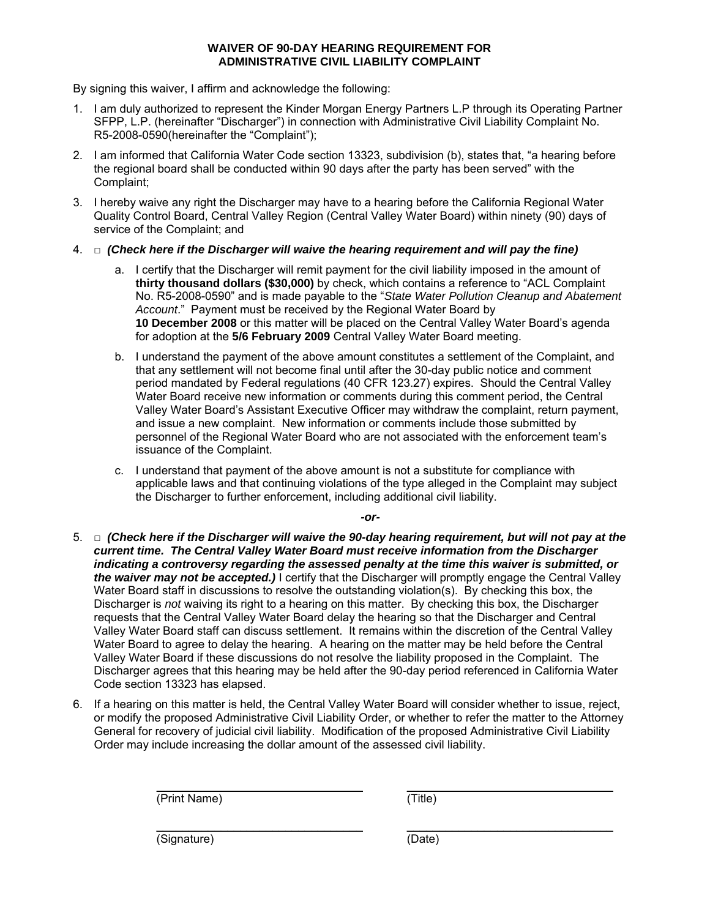# WAIVER OF 90-DAY HEARING REQUIREMENT FOR ADMINISTRATIVE CIVIL LIABILITY COMPLAINT

By signing this waiver, I affirm and acknowledge the following:

1. I am duly authorized to represent the Kinder Morgan Energy Partners L.P through its Operating Partner SFPP, L.P. (hereinafter "Discharger") in connection with Administrative Civil Liability Complaint No. R5-2008-0590(hereinafter the "Complaint");

2. I am informed that California Water Code section 13323, subdivision (b), states that, "a hearing before the regional board shall be conducted within 90 days after the party has been served" with the Complaint;

3. I hereby waive any right the Discharger may have to a hearing before the California Regional Water Quality Control Board, Central Valley Region (Central Valley Water Board) within ninety (90) days of service of the Complaint; and

4. □ ***(Check here if the Discharger will waive the hearing requirement and will pay the fine)***

   a. I certify that the Discharger will remit payment for the civil liability imposed in the amount of **thirty thousand dollars ($30,000)** by check, which contains a reference to "ACL Complaint No. R5-2008-0590" and is made payable to the "*State Water Pollution Cleanup and Abatement Account*." Payment must be received by the Regional Water Board by **10 December 2008** or this matter will be placed on the Central Valley Water Board's agenda for adoption at the **5/6 February 2009** Central Valley Water Board meeting.

   b. I understand the payment of the above amount constitutes a settlement of the Complaint, and that any settlement will not become final until after the 30-day public notice and comment period mandated by Federal regulations (40 CFR 123.27) expires. Should the Central Valley Water Board receive new information or comments during this comment period, the Central Valley Water Board's Assistant Executive Officer may withdraw the complaint, return payment, and issue a new complaint. New information or comments include those submitted by personnel of the Regional Water Board who are not associated with the enforcement team's issuance of the Complaint.

   c. I understand that payment of the above amount is not a substitute for compliance with applicable laws and that continuing violations of the type alleged in the Complaint may subject the Discharger to further enforcement, including additional civil liability.

***-or-***

5. □ ***(Check here if the Discharger will waive the 90-day hearing requirement, but will not pay at the current time. The Central Valley Water Board must receive information from the Discharger indicating a controversy regarding the assessed penalty at the time this waiver is submitted, or the waiver may not be accepted.)*** I certify that the Discharger will promptly engage the Central Valley Water Board staff in discussions to resolve the outstanding violation(s). By checking this box, the Discharger is *not* waiving its right to a hearing on this matter. By checking this box, the Discharger requests that the Central Valley Water Board delay the hearing so that the Discharger and Central Valley Water Board staff can discuss settlement. It remains within the discretion of the Central Valley Water Board to agree to delay the hearing. A hearing on the matter may be held before the Central Valley Water Board if these discussions do not resolve the liability proposed in the Complaint. The Discharger agrees that this hearing may be held after the 90-day period referenced in California Water Code section 13323 has elapsed.

6. If a hearing on this matter is held, the Central Valley Water Board will consider whether to issue, reject, or modify the proposed Administrative Civil Liability Order, or whether to refer the matter to the Attorney General for recovery of judicial civil liability. Modification of the proposed Administrative Civil Liability Order may include increasing the dollar amount of the assessed civil liability.

| | |
|---|---|
| ______________________________ | ______________________________ |
| (Print Name) | (Title) |
| ______________________________ | ______________________________ |
| (Signature) | (Date) |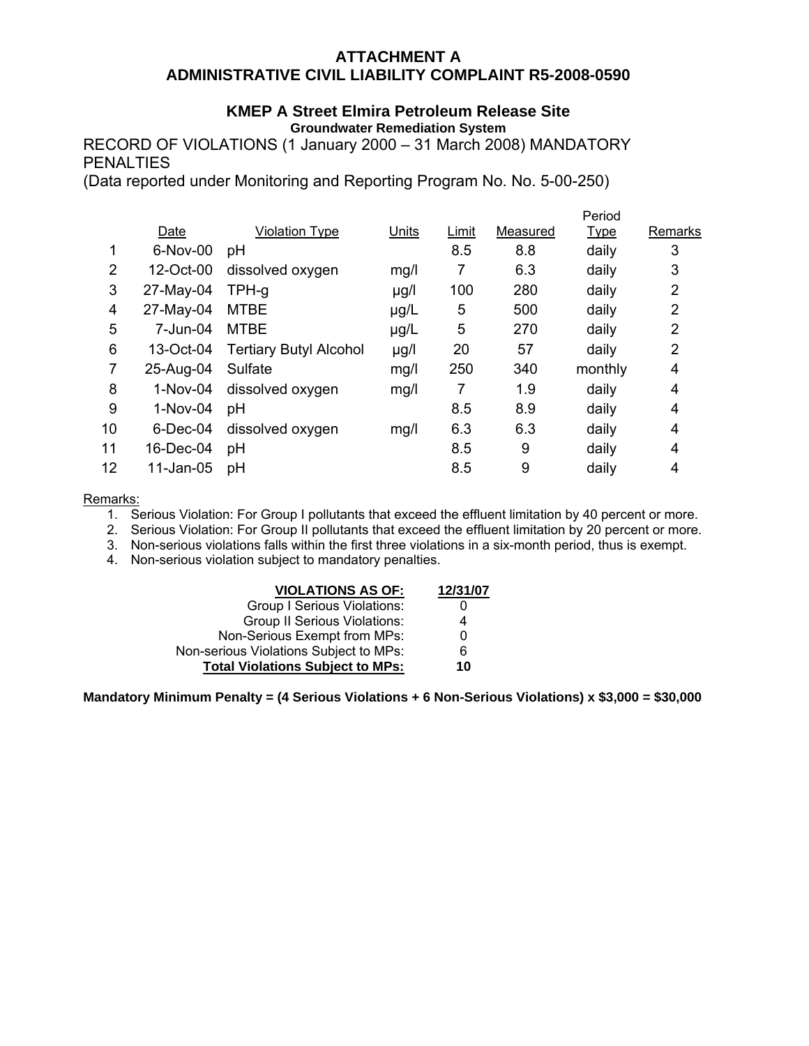# ATTACHMENT A
# ADMINISTRATIVE CIVIL LIABILITY COMPLAINT R5-2008-0590

## KMEP A Street Elmira Petroleum Release Site

**Groundwater Remediation System**

RECORD OF VIOLATIONS (1 January 2000 – 31 March 2008) MANDATORY PENALTIES
(Data reported under Monitoring and Reporting Program No. No. 5-00-250)

| | Date | Violation Type | Units | Limit | Measured | Period Type | Remarks |
|---|---|---|---|---|---|---|---|
| 1 | 6-Nov-00 | pH | | 8.5 | 8.8 | daily | 3 |
| 2 | 12-Oct-00 | dissolved oxygen | mg/l | 7 | 6.3 | daily | 3 |
| 3 | 27-May-04 | TPH-g | µg/l | 100 | 280 | daily | 2 |
| 4 | 27-May-04 | MTBE | µg/L | 5 | 500 | daily | 2 |
| 5 | 7-Jun-04 | MTBE | µg/L | 5 | 270 | daily | 2 |
| 6 | 13-Oct-04 | Tertiary Butyl Alcohol | µg/l | 20 | 57 | daily | 2 |
| 7 | 25-Aug-04 | Sulfate | mg/l | 250 | 340 | monthly | 4 |
| 8 | 1-Nov-04 | dissolved oxygen | mg/l | 7 | 1.9 | daily | 4 |
| 9 | 1-Nov-04 | pH | | 8.5 | 8.9 | daily | 4 |
| 10 | 6-Dec-04 | dissolved oxygen | mg/l | 6.3 | 6.3 | daily | 4 |
| 11 | 16-Dec-04 | pH | | 8.5 | 9 | daily | 4 |
| 12 | 11-Jan-05 | pH | | 8.5 | 9 | daily | 4 |

Remarks:
1. Serious Violation: For Group I pollutants that exceed the effluent limitation by 40 percent or more.
2. Serious Violation: For Group II pollutants that exceed the effluent limitation by 20 percent or more.
3. Non-serious violations falls within the first three violations in a six-month period, thus is exempt.
4. Non-serious violation subject to mandatory penalties.

| **VIOLATIONS AS OF:** | **12/31/07** |
|---|---|
| Group I Serious Violations: | 0 |
| Group II Serious Violations: | 4 |
| Non-Serious Exempt from MPs: | 0 |
| Non-serious Violations Subject to MPs: | 6 |
| **Total Violations Subject to MPs:** | **10** |

**Mandatory Minimum Penalty = (4 Serious Violations + 6 Non-Serious Violations) x $3,000 = $30,000**